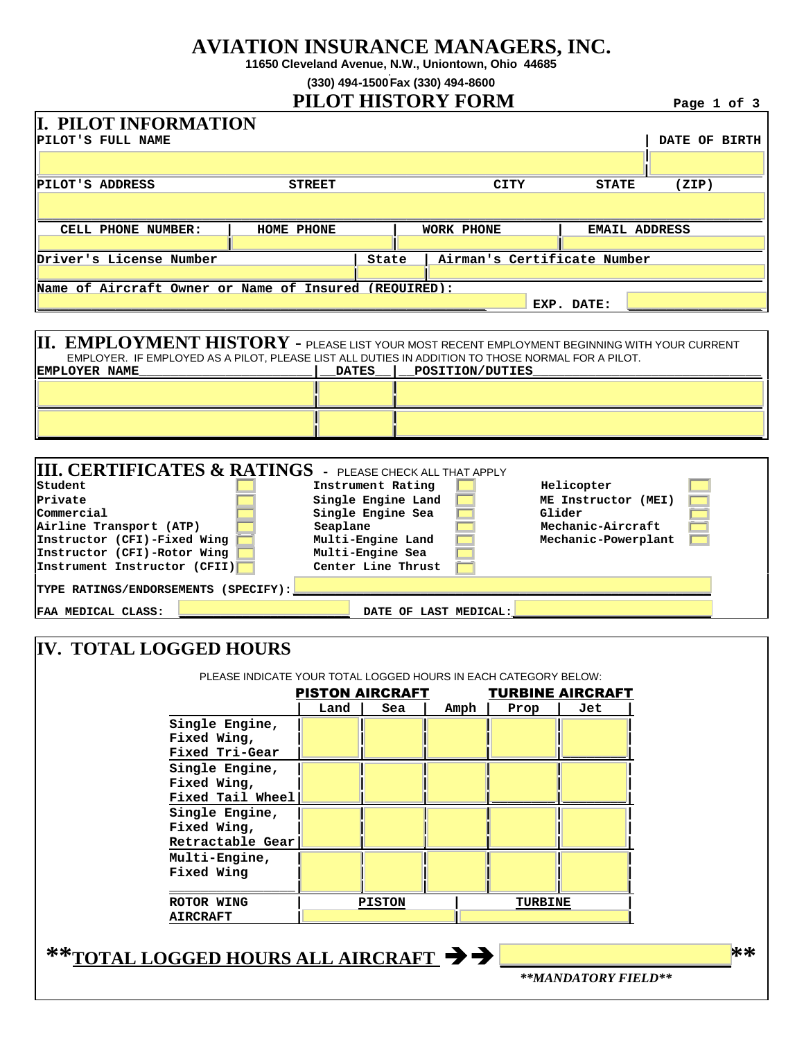# AVIATION INSURANCE MANAGERS, INC.

**11650 Cleveland Avenue, N.W., Uniontown, Ohio 44685**

**(330) 494-1500 Fax (330) 494-8600**

## PILOT HISTORY FORM

## I. PILOT INFORMATION

| PILOT'S FULL NAME | DATE OF BIRTH |
|---|---|
| | |

| PILOT'S ADDRESS | STREET | CITY | STATE | (ZIP) |
|---|---|---|---|---|
| | | | | |

| CELL PHONE NUMBER: | HOME PHONE | WORK PHONE | EMAIL ADDRESS |
|---|---|---|---|
| | | | |

| Driver's License Number | State | Airman's Certificate Number |
|---|---|---|
| | | |

Name of Aircraft Owner or Name of Insured (REQUIRED): ____________ EXP. DATE: ____________

## II. EMPLOYMENT HISTORY

- PLEASE LIST YOUR MOST RECENT EMPLOYMENT BEGINNING WITH YOUR CURRENT EMPLOYER. IF EMPLOYED AS A PILOT, PLEASE LIST ALL DUTIES IN ADDITION TO THOSE NORMAL FOR A PILOT.

| EMPLOYER NAME | DATES | POSITION/DUTIES |
|---|---|---|
| | | |
| | | |

## III. CERTIFICATES & RATINGS

- PLEASE CHECK ALL THAT APPLY

| | | |
|---|---|---|
| Student ☐ | Instrument Rating ☐ | Helicopter ☐ |
| Private ☐ | Single Engine Land ☐ | ME Instructor (MEI) ☐ |
| Commercial ☐ | Single Engine Sea ☐ | Glider ☐ |
| Airline Transport (ATP) ☐ | Seaplane ☐ | Mechanic-Aircraft ☐ |
| Instructor (CFI)-Fixed Wing ☐ | Multi-Engine Land ☐ | Mechanic-Powerplant ☐ |
| Instructor (CFI)-Rotor Wing ☐ | Multi-Engine Sea ☐ | |
| Instrument Instructor (CFII) ☐ | Center Line Thrust ☐ | |

TYPE RATINGS/ENDORSEMENTS (SPECIFY): ____________

FAA MEDICAL CLASS: ____________ DATE OF LAST MEDICAL: ____________

## IV. TOTAL LOGGED HOURS

PLEASE INDICATE YOUR TOTAL LOGGED HOURS IN EACH CATEGORY BELOW:

| | PISTON AIRCRAFT | | | TURBINE AIRCRAFT | |
|---|---|---|---|---|---|
| | Land | Sea | Amph | Prop | Jet |
| Single Engine, Fixed Wing, Fixed Tri-Gear | | | | | |
| Single Engine, Fixed Wing, Fixed Tail Wheel | | | | | |
| Single Engine, Fixed Wing, Retractable Gear | | | | | |
| Multi-Engine, Fixed Wing | | | | | |

| ROTOR WING AIRCRAFT | PISTON | TURBINE |
|---|---|---|
| | | |

**\*\*TOTAL LOGGED HOURS ALL AIRCRAFT →→ ____________ \*\***

***\*\*MANDATORY FIELD\*\****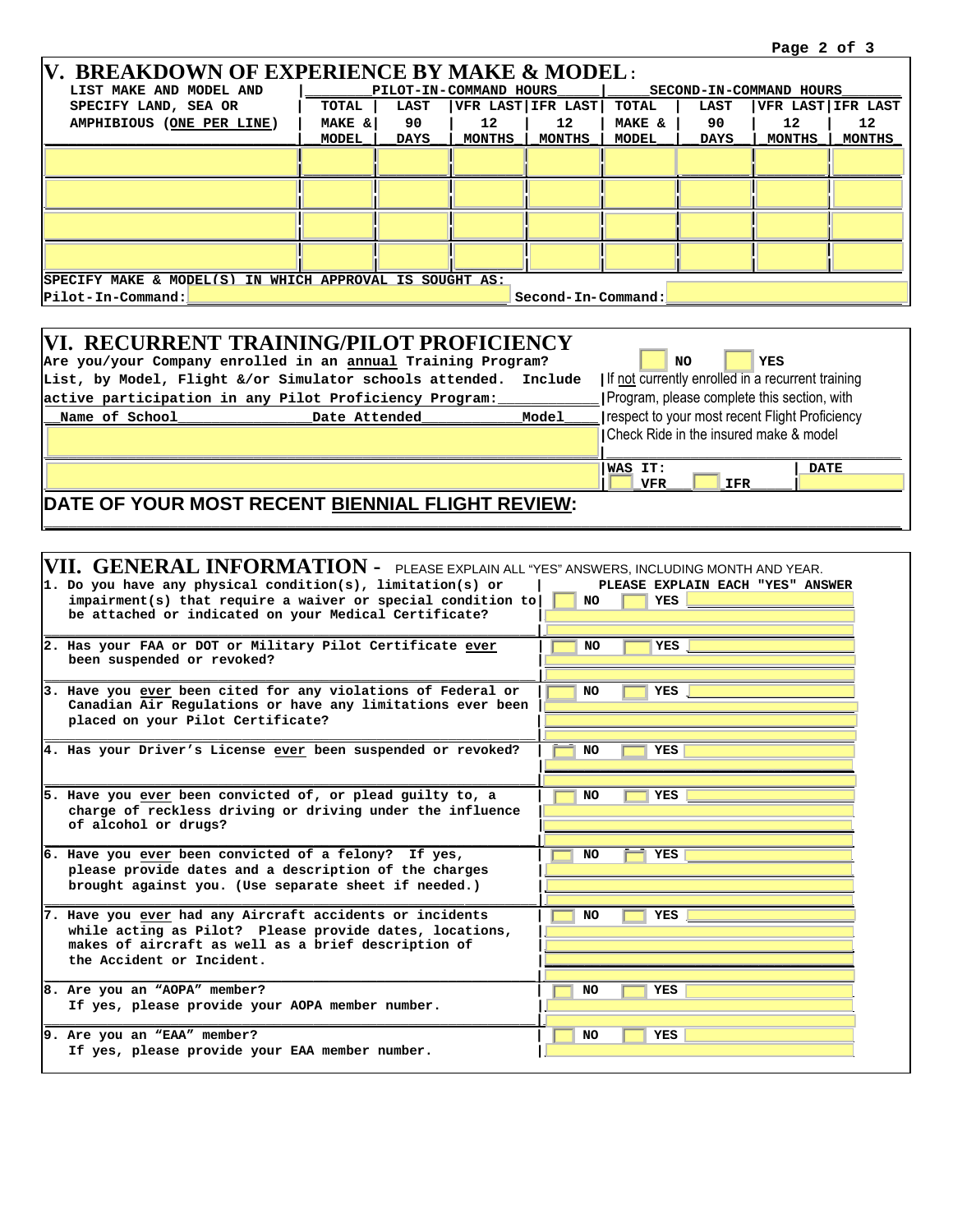## V. BREAKDOWN OF EXPERIENCE BY MAKE & MODEL:

| LIST MAKE AND MODEL AND SPECIFY LAND, SEA OR AMPHIBIOUS (ONE PER LINE) | PILOT-IN-COMMAND HOURS | | | | SECOND-IN-COMMAND HOURS | | | |
|---|---|---|---|---|---|---|---|---|
| | TOTAL MAKE & MODEL | LAST 90 DAYS | VFR LAST 12 MONTHS | IFR LAST 12 MONTHS | TOTAL MAKE & MODEL | LAST 90 DAYS | VFR LAST 12 MONTHS | IFR LAST 12 MONTHS |
| | | | | | | | | |
| | | | | | | | | |
| | | | | | | | | |
| | | | | | | | | |

SPECIFY MAKE & MODEL(S) IN WHICH APPROVAL IS SOUGHT AS:

Pilot-In-Command: ______________________ Second-In-Command: ______________________

## VI. RECURRENT TRAINING/PILOT PROFICIENCY

Are you/your Company enrolled in an annual Training Program? ☐ NO ☐ YES

List, by Model, Flight &/or Simulator schools attended. Include active participation in any Pilot Proficiency Program:

| Name of School | Date Attended | Model |
|---|---|---|
| | | |
| | | |

If not currently enrolled in a recurrent training Program, please complete this section, with respect to your most recent Flight Proficiency Check Ride in the insured make & model

WAS IT: ☐ VFR ☐ IFR DATE ______

**DATE OF YOUR MOST RECENT BIENNIAL FLIGHT REVIEW:**

## VII. GENERAL INFORMATION - PLEASE EXPLAIN ALL "YES" ANSWERS, INCLUDING MONTH AND YEAR.

| Question | PLEASE EXPLAIN EACH "YES" ANSWER |
|---|---|
| 1. Do you have any physical condition(s), limitation(s) or impairment(s) that require a waiver or special condition to be attached or indicated on your Medical Certificate? | ☐ NO ☐ YES |
| 2. Has your FAA or DOT or Military Pilot Certificate ever been suspended or revoked? | ☐ NO ☐ YES |
| 3. Have you ever been cited for any violations of Federal or Canadian Air Regulations or have any limitations ever been placed on your Pilot Certificate? | ☐ NO ☐ YES |
| 4. Has your Driver's License ever been suspended or revoked? | ☐ NO ☐ YES |
| 5. Have you ever been convicted of, or plead guilty to, a charge of reckless driving or driving under the influence of alcohol or drugs? | ☐ NO ☐ YES |
| 6. Have you ever been convicted of a felony? If yes, please provide dates and a description of the charges brought against you. (Use separate sheet if needed.) | ☐ NO ☐ YES |
| 7. Have you ever had any Aircraft accidents or incidents while acting as Pilot? Please provide dates, locations, makes of aircraft as well as a brief description of the Accident or Incident. | ☐ NO ☐ YES |
| 8. Are you an "AOPA" member? If yes, please provide your AOPA member number. | ☐ NO ☐ YES |
| 9. Are you an "EAA" member? If yes, please provide your EAA member number. | ☐ NO ☐ YES |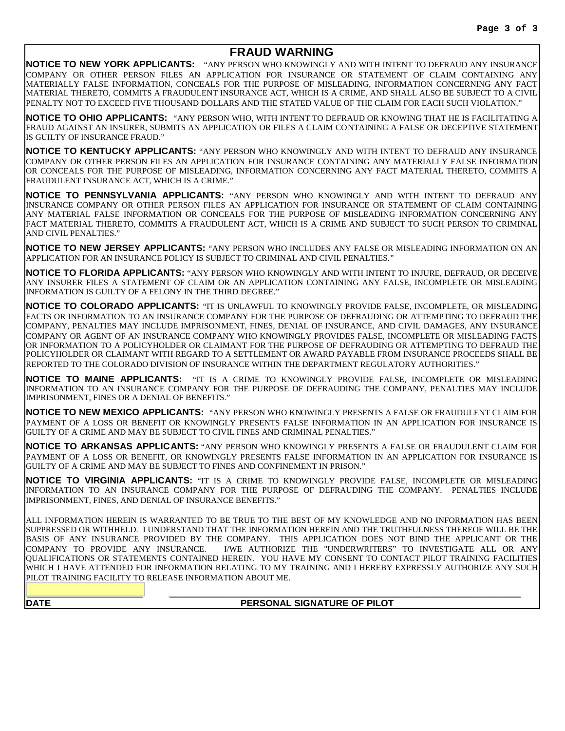# FRAUD WARNING

**NOTICE TO NEW YORK APPLICANTS:** "ANY PERSON WHO KNOWINGLY AND WITH INTENT TO DEFRAUD ANY INSURANCE COMPANY OR OTHER PERSON FILES AN APPLICATION FOR INSURANCE OR STATEMENT OF CLAIM CONTAINING ANY MATERIALLY FALSE INFORMATION, CONCEALS FOR THE PURPOSE OF MISLEADING, INFORMATION CONCERNING ANY FACT MATERIAL THERETO, COMMITS A FRAUDULENT INSURANCE ACT, WHICH IS A CRIME, AND SHALL ALSO BE SUBJECT TO A CIVIL PENALTY NOT TO EXCEED FIVE THOUSAND DOLLARS AND THE STATED VALUE OF THE CLAIM FOR EACH SUCH VIOLATION."

**NOTICE TO OHIO APPLICANTS:** "ANY PERSON WHO, WITH INTENT TO DEFRAUD OR KNOWING THAT HE IS FACILITATING A FRAUD AGAINST AN INSURER, SUBMITS AN APPLICATION OR FILES A CLAIM CONTAINING A FALSE OR DECEPTIVE STATEMENT IS GUILTY OF INSURANCE FRAUD."

**NOTICE TO KENTUCKY APPLICANTS:** "ANY PERSON WHO KNOWINGLY AND WITH INTENT TO DEFRAUD ANY INSURANCE COMPANY OR OTHER PERSON FILES AN APPLICATION FOR INSURANCE CONTAINING ANY MATERIALLY FALSE INFORMATION OR CONCEALS FOR THE PURPOSE OF MISLEADING, INFORMATION CONCERNING ANY FACT MATERIAL THERETO, COMMITS A FRAUDULENT INSURANCE ACT, WHICH IS A CRIME."

**NOTICE TO PENNSYLVANIA APPLICANTS:** "ANY PERSON WHO KNOWINGLY AND WITH INTENT TO DEFRAUD ANY INSURANCE COMPANY OR OTHER PERSON FILES AN APPLICATION FOR INSURANCE OR STATEMENT OF CLAIM CONTAINING ANY MATERIAL FALSE INFORMATION OR CONCEALS FOR THE PURPOSE OF MISLEADING INFORMATION CONCERNING ANY FACT MATERIAL THERETO, COMMITS A FRAUDULENT ACT, WHICH IS A CRIME AND SUBJECT TO SUCH PERSON TO CRIMINAL AND CIVIL PENALTIES."

**NOTICE TO NEW JERSEY APPLICANTS:** "ANY PERSON WHO INCLUDES ANY FALSE OR MISLEADING INFORMATION ON AN APPLICATION FOR AN INSURANCE POLICY IS SUBJECT TO CRIMINAL AND CIVIL PENALTIES."

**NOTICE TO FLORIDA APPLICANTS:** "ANY PERSON WHO KNOWINGLY AND WITH INTENT TO INJURE, DEFRAUD, OR DECEIVE ANY INSURER FILES A STATEMENT OF CLAIM OR AN APPLICATION CONTAINING ANY FALSE, INCOMPLETE OR MISLEADING INFORMATION IS GUILTY OF A FELONY IN THE THIRD DEGREE."

**NOTICE TO COLORADO APPLICANTS:** "IT IS UNLAWFUL TO KNOWINGLY PROVIDE FALSE, INCOMPLETE, OR MISLEADING FACTS OR INFORMATION TO AN INSURANCE COMPANY FOR THE PURPOSE OF DEFRAUDING OR ATTEMPTING TO DEFRAUD THE COMPANY, PENALTIES MAY INCLUDE IMPRISONMENT, FINES, DENIAL OF INSURANCE, AND CIVIL DAMAGES, ANY INSURANCE COMPANY OR AGENT OF AN INSURANCE COMPANY WHO KNOWINGLY PROVIDES FALSE, INCOMPLETE OR MISLEADING FACTS OR INFORMATION TO A POLICYHOLDER OR CLAIMANT FOR THE PURPOSE OF DEFRAUDING OR ATTEMPTING TO DEFRAUD THE POLICYHOLDER OR CLAIMANT WITH REGARD TO A SETTLEMENT OR AWARD PAYABLE FROM INSURANCE PROCEEDS SHALL BE REPORTED TO THE COLORADO DIVISION OF INSURANCE WITHIN THE DEPARTMENT REGULATORY AUTHORITIES."

**NOTICE TO MAINE APPLICANTS:** "IT IS A CRIME TO KNOWINGLY PROVIDE FALSE, INCOMPLETE OR MISLEADING INFORMATION TO AN INSURANCE COMPANY FOR THE PURPOSE OF DEFRAUDING THE COMPANY, PENALTIES MAY INCLUDE IMPRISONMENT, FINES OR A DENIAL OF BENEFITS."

**NOTICE TO NEW MEXICO APPLICANTS:** "ANY PERSON WHO KNOWINGLY PRESENTS A FALSE OR FRAUDULENT CLAIM FOR PAYMENT OF A LOSS OR BENEFIT OR KNOWINGLY PRESENTS FALSE INFORMATION IN AN APPLICATION FOR INSURANCE IS GUILTY OF A CRIME AND MAY BE SUBJECT TO CIVIL FINES AND CRIMINAL PENALTIES."

**NOTICE TO ARKANSAS APPLICANTS:** "ANY PERSON WHO KNOWINGLY PRESENTS A FALSE OR FRAUDULENT CLAIM FOR PAYMENT OF A LOSS OR BENEFIT, OR KNOWINGLY PRESENTS FALSE INFORMATION IN AN APPLICATION FOR INSURANCE IS GUILTY OF A CRIME AND MAY BE SUBJECT TO FINES AND CONFINEMENT IN PRISON."

**NOTICE TO VIRGINIA APPLICANTS:** "IT IS A CRIME TO KNOWINGLY PROVIDE FALSE, INCOMPLETE OR MISLEADING INFORMATION TO AN INSURANCE COMPANY FOR THE PURPOSE OF DEFRAUDING THE COMPANY. PENALTIES INCLUDE IMPRISONMENT, FINES, AND DENIAL OF INSURANCE BENEFITS."

ALL INFORMATION HEREIN IS WARRANTED TO BE TRUE TO THE BEST OF MY KNOWLEDGE AND NO INFORMATION HAS BEEN SUPPRESSED OR WITHHELD. I UNDERSTAND THAT THE INFORMATION HEREIN AND THE TRUTHFULNESS THEREOF WILL BE THE BASIS OF ANY INSURANCE PROVIDED BY THE COMPANY. THIS APPLICATION DOES NOT BIND THE APPLICANT OR THE COMPANY TO PROVIDE ANY INSURANCE. I/WE AUTHORIZE THE "UNDERWRITERS" TO INVESTIGATE ALL OR ANY QUALIFICATIONS OR STATEMENTS CONTAINED HEREIN. YOU HAVE MY CONSENT TO CONTACT PILOT TRAINING FACILITIES WHICH I HAVE ATTENDED FOR INFORMATION RELATING TO MY TRAINING AND I HEREBY EXPRESSLY AUTHORIZE ANY SUCH PILOT TRAINING FACILITY TO RELEASE INFORMATION ABOUT ME.

| **DATE** | **PERSONAL SIGNATURE OF PILOT** |
|---|---|